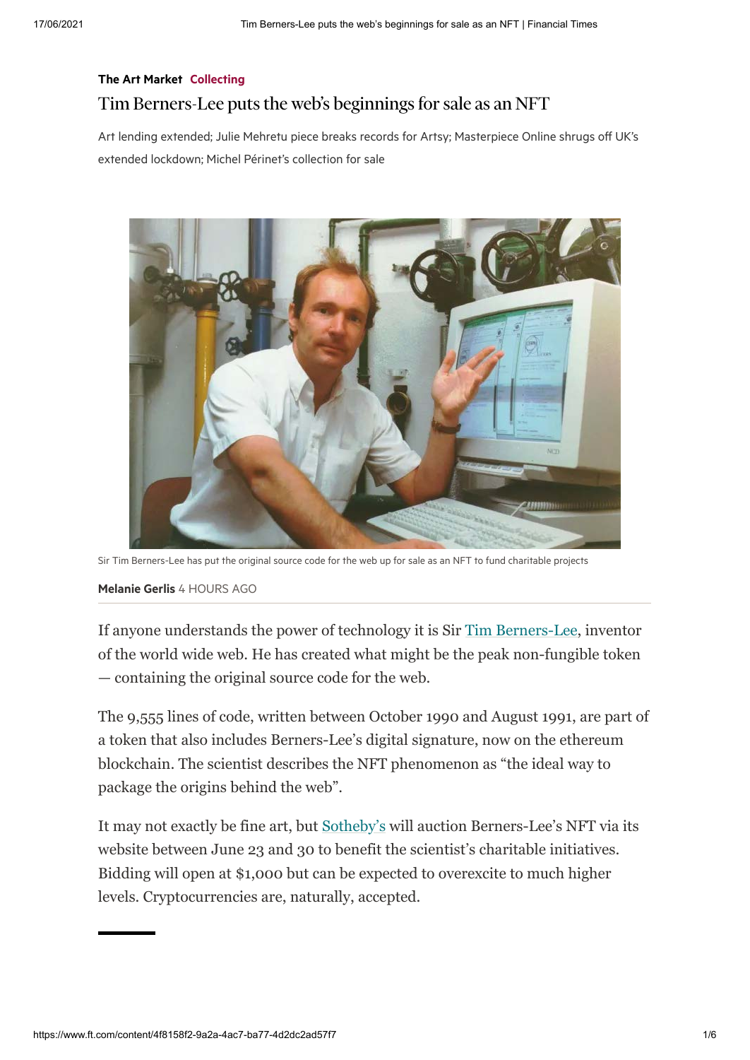**The Art Market** Collecting

# Tim Berners-Lee puts the web's beginnings for sale as an NFT

Art lending extended; Julie Mehretu piece breaks records for Artsy; Masterpiece Online shrugs off UK's extended lockdown; Michel Périnet's collection for sale

Sir Tim Berners-Lee has put the original source code for the web up for sale as an NFT to fund charitable projects

**Melanie Gerlis** 4 HOURS AGO

If anyone understands the power of technology it is Sir Tim Berners-Lee, inventor of the world wide web. He has created what might be the peak non-fungible token — containing the original source code for the web.

The 9,555 lines of code, written between October 1990 and August 1991, are part of a token that also includes Berners-Lee's digital signature, now on the ethereum blockchain. The scientist describes the NFT phenomenon as "the ideal way to package the origins behind the web".

It may not exactly be fine art, but Sotheby's will auction Berners-Lee's NFT via its website between June 23 and 30 to benefit the scientist's charitable initiatives. Bidding will open at $1,000 but can be expected to overexcite to much higher levels. Cryptocurrencies are, naturally, accepted.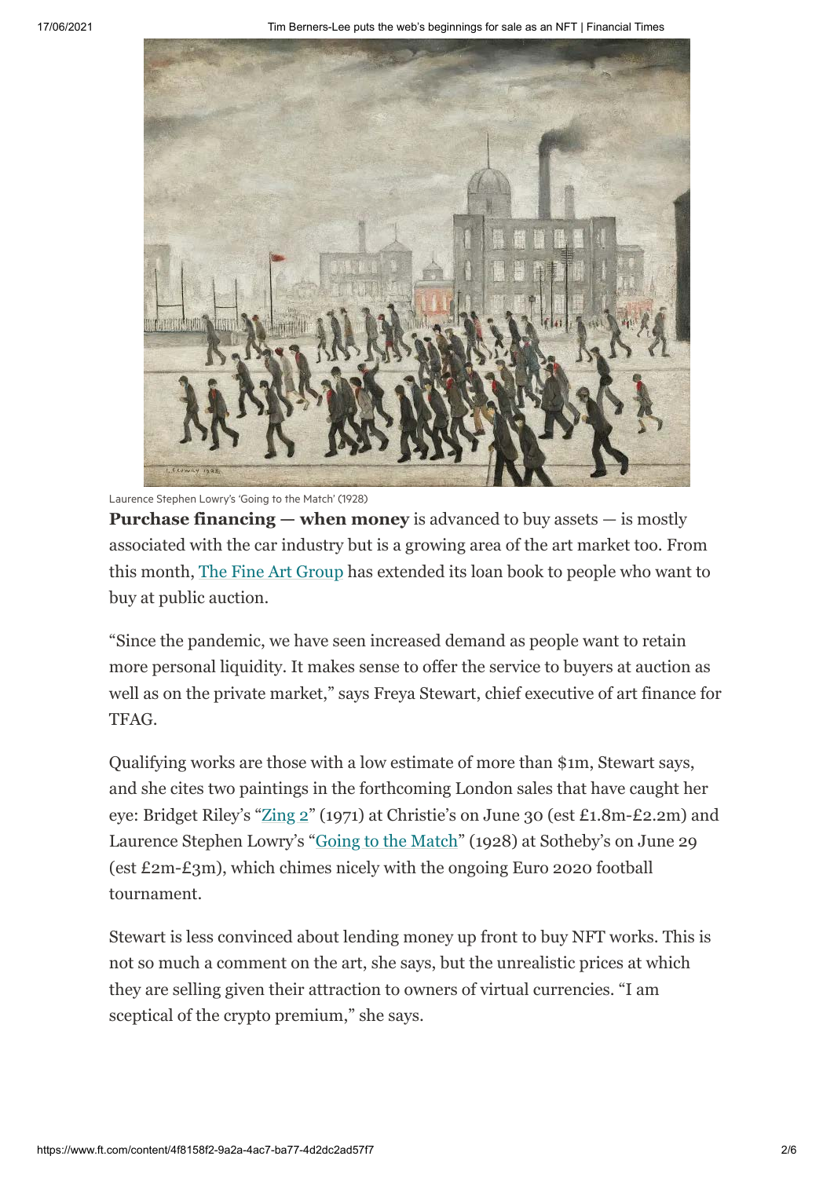Laurence Stephen Lowry's 'Going to the Match' (1928)

**Purchase financing — when money** is advanced to buy assets — is mostly associated with the car industry but is a growing area of the art market too. From this month, The Fine Art Group has extended its loan book to people who want to buy at public auction.

"Since the pandemic, we have seen increased demand as people want to retain more personal liquidity. It makes sense to offer the service to buyers at auction as well as on the private market," says Freya Stewart, chief executive of art finance for TFAG.

Qualifying works are those with a low estimate of more than $1m, Stewart says, and she cites two paintings in the forthcoming London sales that have caught her eye: Bridget Riley's "Zing 2" (1971) at Christie's on June 30 (est £1.8m-£2.2m) and Laurence Stephen Lowry's "Going to the Match" (1928) at Sotheby's on June 29 (est £2m-£3m), which chimes nicely with the ongoing Euro 2020 football tournament.

Stewart is less convinced about lending money up front to buy NFT works. This is not so much a comment on the art, she says, but the unrealistic prices at which they are selling given their attraction to owners of virtual currencies. "I am sceptical of the crypto premium," she says.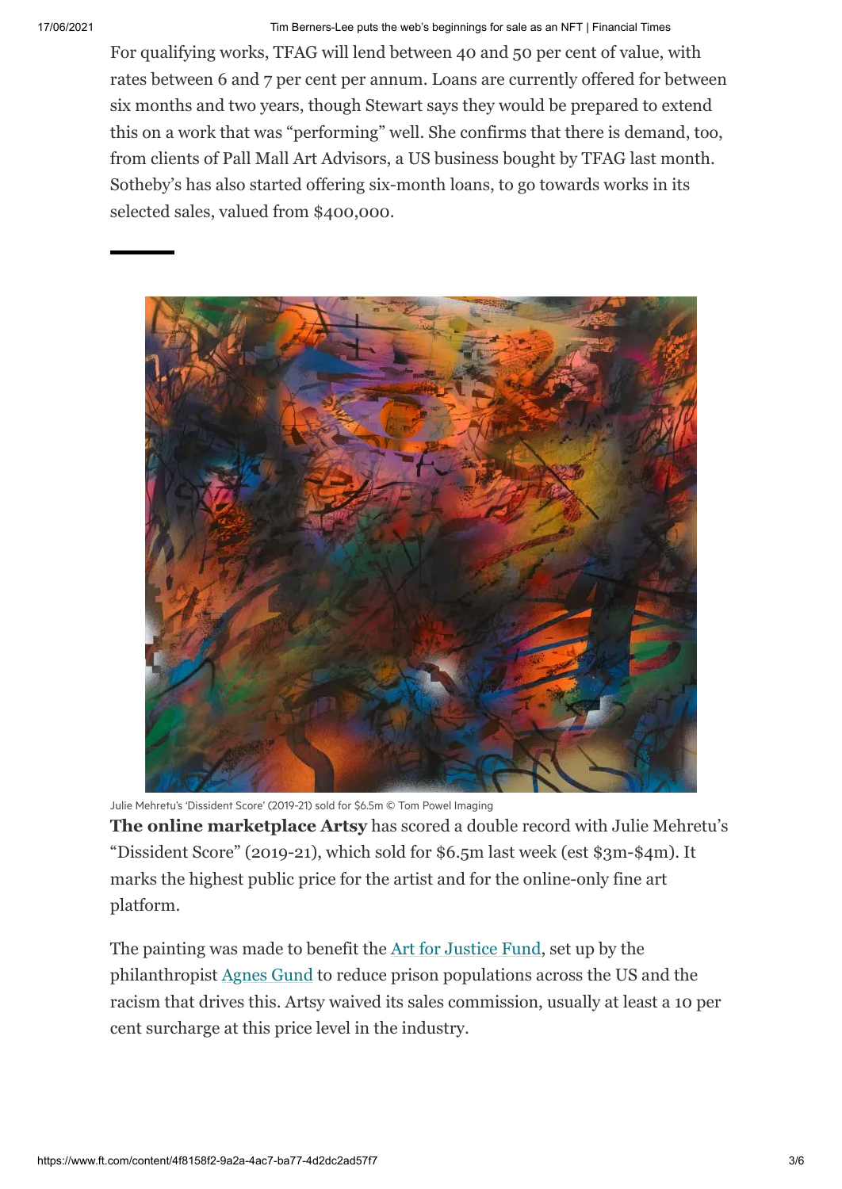For qualifying works, TFAG will lend between 40 and 50 per cent of value, with rates between 6 and 7 per cent per annum. Loans are currently offered for between six months and two years, though Stewart says they would be prepared to extend this on a work that was "performing" well. She confirms that there is demand, too, from clients of Pall Mall Art Advisors, a US business bought by TFAG last month. Sotheby's has also started offering six-month loans, to go towards works in its selected sales, valued from $400,000.

Julie Mehretu's 'Dissident Score' (2019-21) sold for $6.5m © Tom Powel Imaging

**The online marketplace Artsy** has scored a double record with Julie Mehretu's "Dissident Score" (2019-21), which sold for $6.5m last week (est $3m-$4m). It marks the highest public price for the artist and for the online-only fine art platform.

The painting was made to benefit the Art for Justice Fund, set up by the philanthropist Agnes Gund to reduce prison populations across the US and the racism that drives this. Artsy waived its sales commission, usually at least a 10 per cent surcharge at this price level in the industry.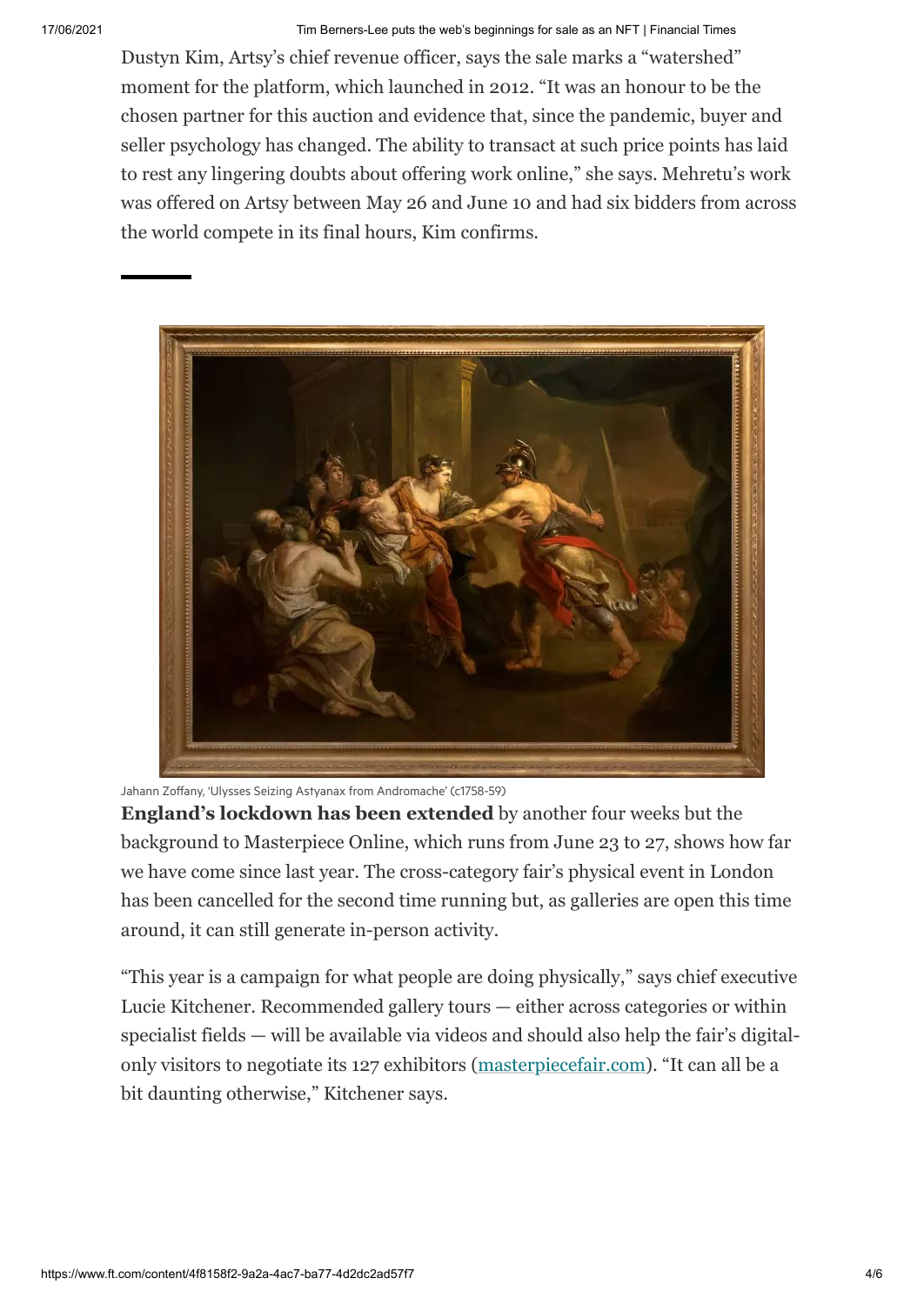Dustyn Kim, Artsy's chief revenue officer, says the sale marks a "watershed" moment for the platform, which launched in 2012. "It was an honour to be the chosen partner for this auction and evidence that, since the pandemic, buyer and seller psychology has changed. The ability to transact at such price points has laid to rest any lingering doubts about offering work online," she says. Mehretu's work was offered on Artsy between May 26 and June 10 and had six bidders from across the world compete in its final hours, Kim confirms.

Jahann Zoffany, 'Ulysses Seizing Astyanax from Andromache' (c1758-59)

**England's lockdown has been extended** by another four weeks but the background to Masterpiece Online, which runs from June 23 to 27, shows how far we have come since last year. The cross-category fair's physical event in London has been cancelled for the second time running but, as galleries are open this time around, it can still generate in-person activity.

"This year is a campaign for what people are doing physically," says chief executive Lucie Kitchener. Recommended gallery tours — either across categories or within specialist fields — will be available via videos and should also help the fair's digital-only visitors to negotiate its 127 exhibitors (masterpiecefair.com). "It can all be a bit daunting otherwise," Kitchener says.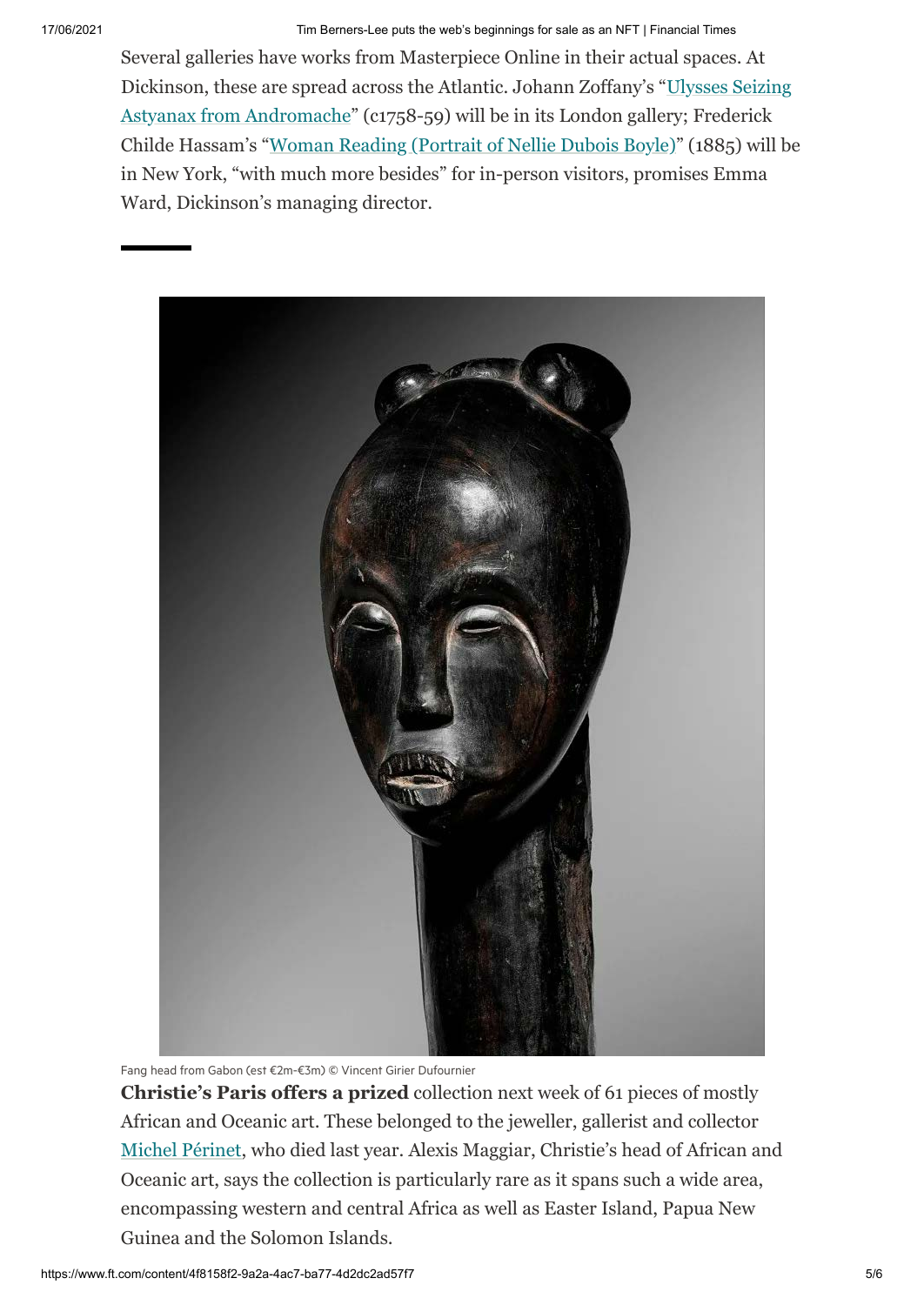Several galleries have works from Masterpiece Online in their actual spaces. At Dickinson, these are spread across the Atlantic. Johann Zoffany's "Ulysses Seizing Astyanax from Andromache" (c1758-59) will be in its London gallery; Frederick Childe Hassam's "Woman Reading (Portrait of Nellie Dubois Boyle)" (1885) will be in New York, "with much more besides" for in-person visitors, promises Emma Ward, Dickinson's managing director.

---

Fang head from Gabon (est €2m-€3m) © Vincent Girier Dufournier

**Christie's Paris offers a prized** collection next week of 61 pieces of mostly African and Oceanic art. These belonged to the jeweller, gallerist and collector Michel Périnet, who died last year. Alexis Maggiar, Christie's head of African and Oceanic art, says the collection is particularly rare as it spans such a wide area, encompassing western and central Africa as well as Easter Island, Papua New Guinea and the Solomon Islands.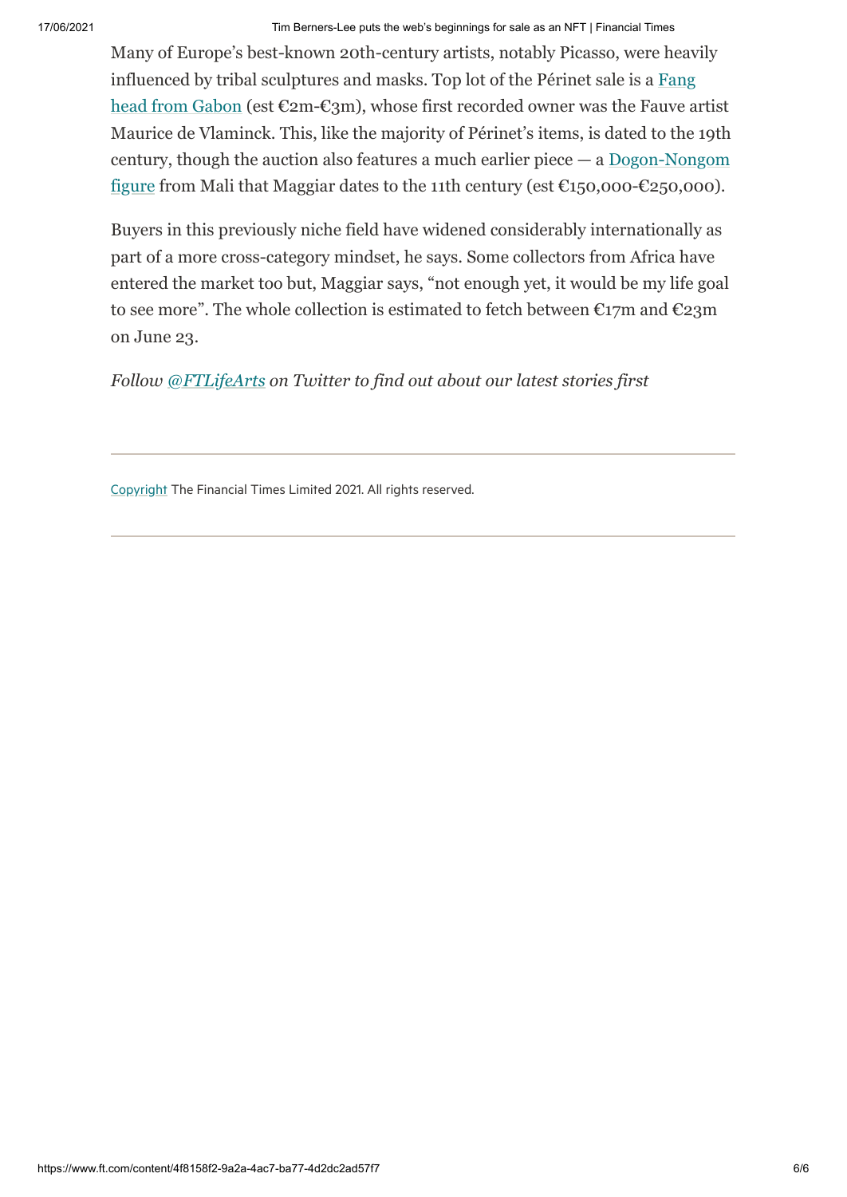Many of Europe's best-known 20th-century artists, notably Picasso, were heavily influenced by tribal sculptures and masks. Top lot of the Périnet sale is a Fang head from Gabon (est €2m-€3m), whose first recorded owner was the Fauve artist Maurice de Vlaminck. This, like the majority of Périnet's items, is dated to the 19th century, though the auction also features a much earlier piece — a Dogon-Nongom figure from Mali that Maggiar dates to the 11th century (est €150,000-€250,000).

Buyers in this previously niche field have widened considerably internationally as part of a more cross-category mindset, he says. Some collectors from Africa have entered the market too but, Maggiar says, "not enough yet, it would be my life goal to see more". The whole collection is estimated to fetch between €17m and €23m on June 23.

*Follow @FTLifeArts on Twitter to find out about our latest stories first*

---

Copyright The Financial Times Limited 2021. All rights reserved.